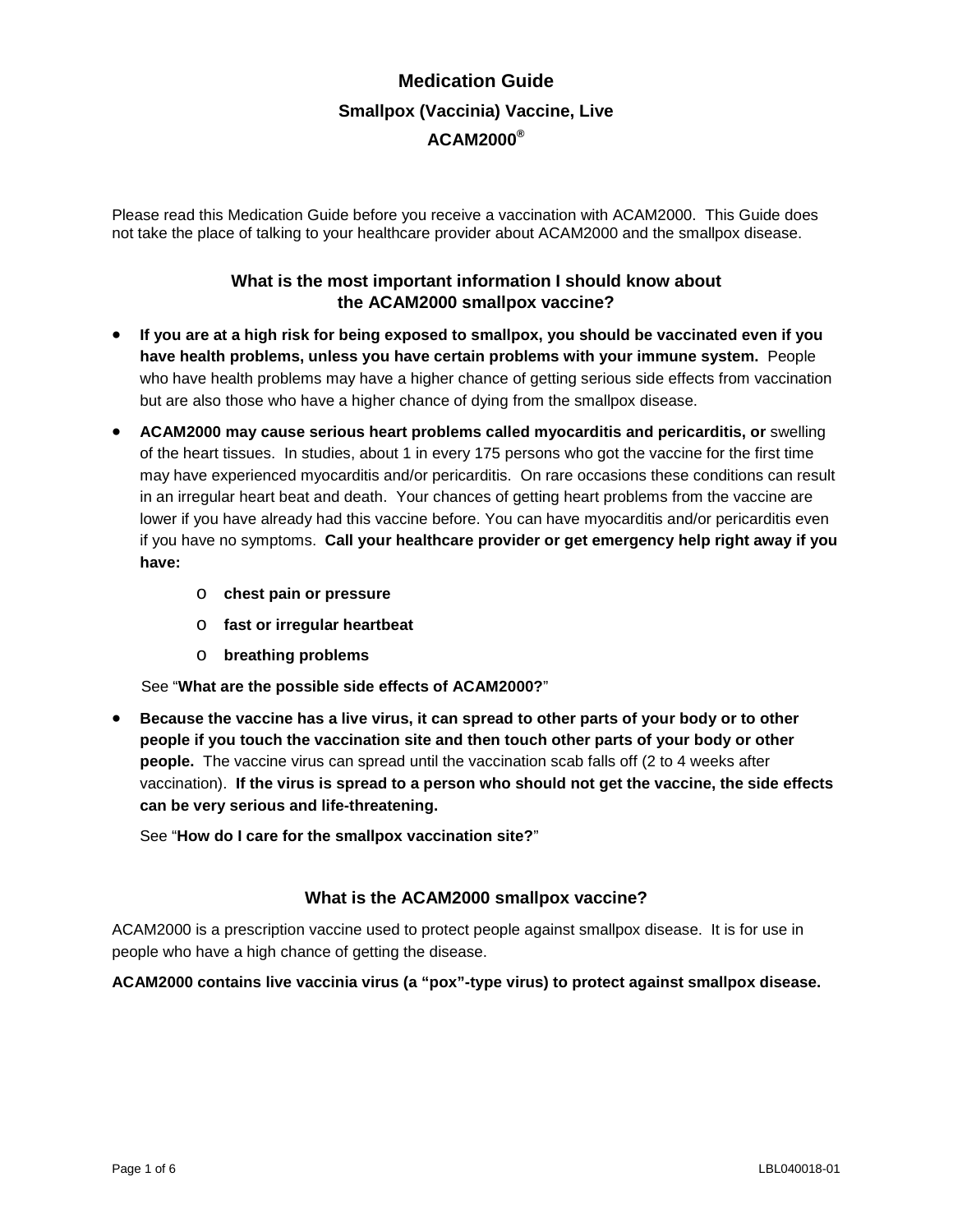# Medication Guide

## Smallpox (Vaccinia) Vaccine, Live

## ACAM2000®

Please read this Medication Guide before you receive a vaccination with ACAM2000. This Guide does not take the place of talking to your healthcare provider about ACAM2000 and the smallpox disease.

### What is the most important information I should know about the ACAM2000 smallpox vaccine?

- **If you are at a high risk for being exposed to smallpox, you should be vaccinated even if you have health problems, unless you have certain problems with your immune system.** People who have health problems may have a higher chance of getting serious side effects from vaccination but are also those who have a higher chance of dying from the smallpox disease.
- **ACAM2000 may cause serious heart problems called myocarditis and pericarditis, or** swelling of the heart tissues. In studies, about 1 in every 175 persons who got the vaccine for the first time may have experienced myocarditis and/or pericarditis. On rare occasions these conditions can result in an irregular heart beat and death. Your chances of getting heart problems from the vaccine are lower if you have already had this vaccine before. You can have myocarditis and/or pericarditis even if you have no symptoms. **Call your healthcare provider or get emergency help right away if you have:**
    - **chest pain or pressure**
    - **fast or irregular heartbeat**
    - **breathing problems**

  See "**What are the possible side effects of ACAM2000?**"
- **Because the vaccine has a live virus, it can spread to other parts of your body or to other people if you touch the vaccination site and then touch other parts of your body or other people.** The vaccine virus can spread until the vaccination scab falls off (2 to 4 weeks after vaccination). **If the virus is spread to a person who should not get the vaccine, the side effects can be very serious and life-threatening.**

  See "**How do I care for the smallpox vaccination site?**"

### What is the ACAM2000 smallpox vaccine?

ACAM2000 is a prescription vaccine used to protect people against smallpox disease. It is for use in people who have a high chance of getting the disease.

**ACAM2000 contains live vaccinia virus (a "pox"-type virus) to protect against smallpox disease.**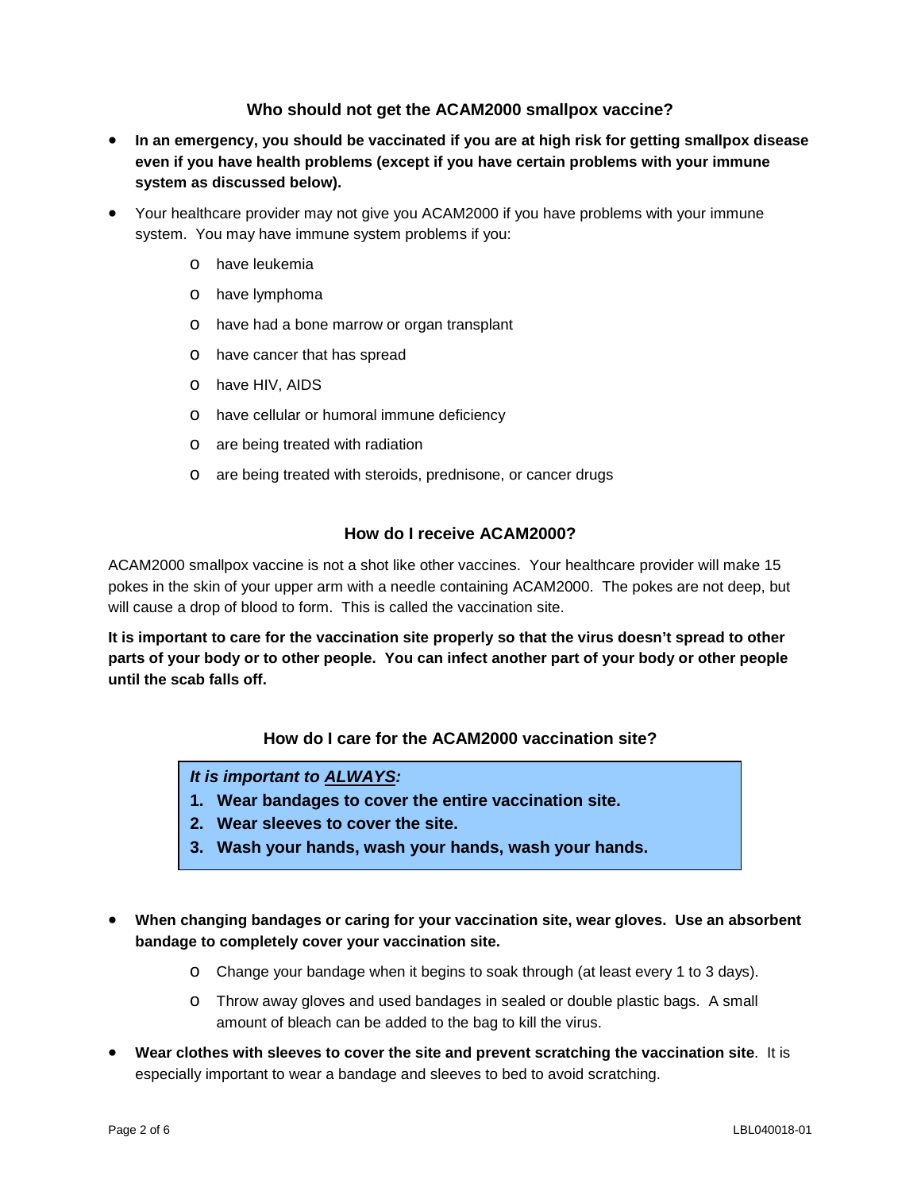## Who should not get the ACAM2000 smallpox vaccine?

- **In an emergency, you should be vaccinated if you are at high risk for getting smallpox disease even if you have health problems (except if you have certain problems with your immune system as discussed below).**
- Your healthcare provider may not give you ACAM2000 if you have problems with your immune system. You may have immune system problems if you:
  - have leukemia
  - have lymphoma
  - have had a bone marrow or organ transplant
  - have cancer that has spread
  - have HIV, AIDS
  - have cellular or humoral immune deficiency
  - are being treated with radiation
  - are being treated with steroids, prednisone, or cancer drugs

## How do I receive ACAM2000?

ACAM2000 smallpox vaccine is not a shot like other vaccines. Your healthcare provider will make 15 pokes in the skin of your upper arm with a needle containing ACAM2000. The pokes are not deep, but will cause a drop of blood to form. This is called the vaccination site.

**It is important to care for the vaccination site properly so that the virus doesn't spread to other parts of your body or to other people. You can infect another part of your body or other people until the scab falls off.**

## How do I care for the ACAM2000 vaccination site?

***It is important to <u>ALWAYS</u>:***

1. **Wear bandages to cover the entire vaccination site.**
2. **Wear sleeves to cover the site.**
3. **Wash your hands, wash your hands, wash your hands.**

- **When changing bandages or caring for your vaccination site, wear gloves. Use an absorbent bandage to completely cover your vaccination site.**
  - Change your bandage when it begins to soak through (at least every 1 to 3 days).
  - Throw away gloves and used bandages in sealed or double plastic bags. A small amount of bleach can be added to the bag to kill the virus.
- **Wear clothes with sleeves to cover the site and prevent scratching the vaccination site**. It is especially important to wear a bandage and sleeves to bed to avoid scratching.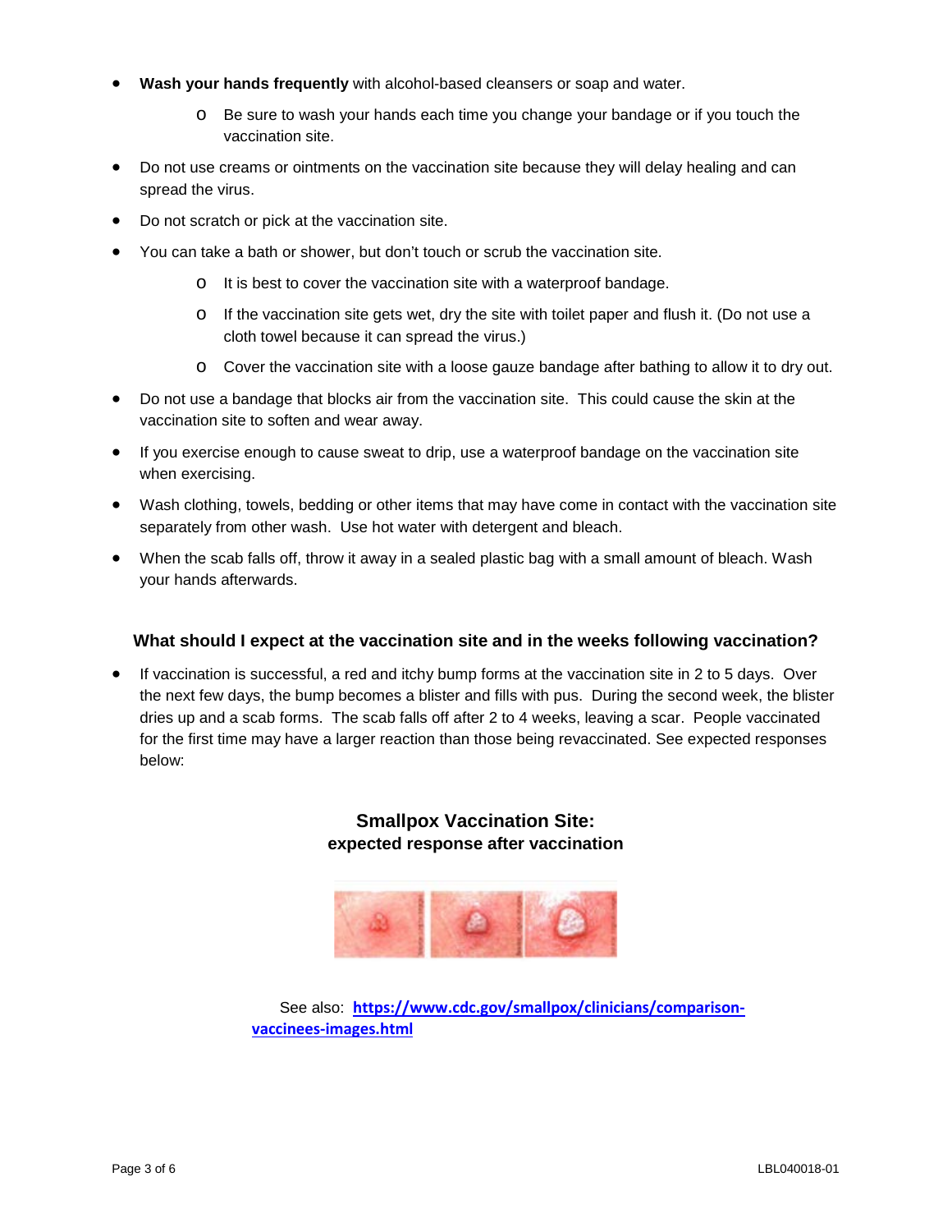- **Wash your hands frequently** with alcohol-based cleansers or soap and water.
    - Be sure to wash your hands each time you change your bandage or if you touch the vaccination site.
- Do not use creams or ointments on the vaccination site because they will delay healing and can spread the virus.
- Do not scratch or pick at the vaccination site.
- You can take a bath or shower, but don't touch or scrub the vaccination site.
    - It is best to cover the vaccination site with a waterproof bandage.
    - If the vaccination site gets wet, dry the site with toilet paper and flush it. (Do not use a cloth towel because it can spread the virus.)
    - Cover the vaccination site with a loose gauze bandage after bathing to allow it to dry out.
- Do not use a bandage that blocks air from the vaccination site. This could cause the skin at the vaccination site to soften and wear away.
- If you exercise enough to cause sweat to drip, use a waterproof bandage on the vaccination site when exercising.
- Wash clothing, towels, bedding or other items that may have come in contact with the vaccination site separately from other wash. Use hot water with detergent and bleach.
- When the scab falls off, throw it away in a sealed plastic bag with a small amount of bleach. Wash your hands afterwards.

### What should I expect at the vaccination site and in the weeks following vaccination?

- If vaccination is successful, a red and itchy bump forms at the vaccination site in 2 to 5 days. Over the next few days, the bump becomes a blister and fills with pus. During the second week, the blister dries up and a scab forms. The scab falls off after 2 to 4 weeks, leaving a scar. People vaccinated for the first time may have a larger reaction than those being revaccinated. See expected responses below:

**Smallpox Vaccination Site:**
**expected response after vaccination**

See also: **https://www.cdc.gov/smallpox/clinicians/comparison-vaccinees-images.html**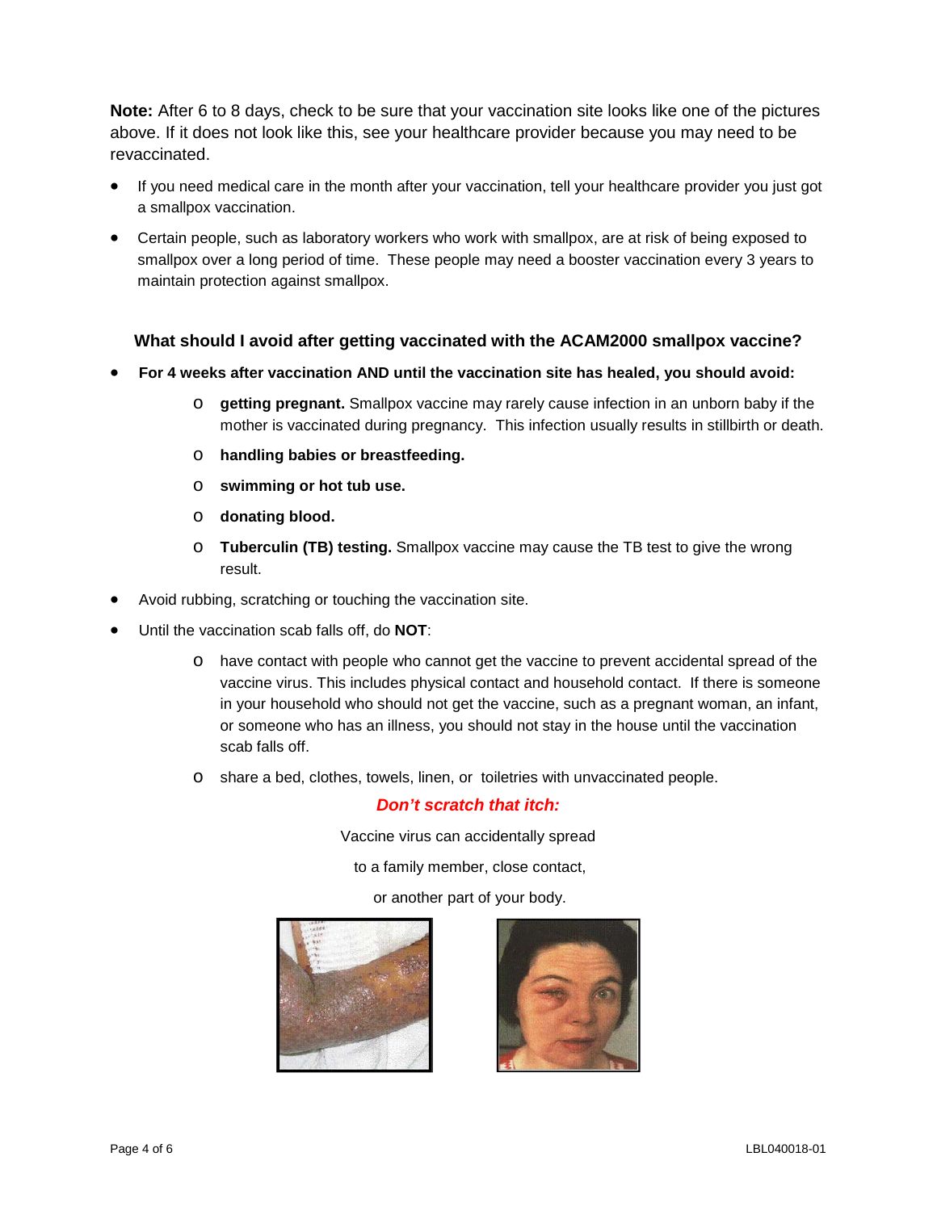**Note:** After 6 to 8 days, check to be sure that your vaccination site looks like one of the pictures above. If it does not look like this, see your healthcare provider because you may need to be revaccinated.

- If you need medical care in the month after your vaccination, tell your healthcare provider you just got a smallpox vaccination.
- Certain people, such as laboratory workers who work with smallpox, are at risk of being exposed to smallpox over a long period of time. These people may need a booster vaccination every 3 years to maintain protection against smallpox.

### What should I avoid after getting vaccinated with the ACAM2000 smallpox vaccine?

- **For 4 weeks after vaccination AND until the vaccination site has healed, you should avoid:**
  - **getting pregnant.** Smallpox vaccine may rarely cause infection in an unborn baby if the mother is vaccinated during pregnancy. This infection usually results in stillbirth or death.
  - **handling babies or breastfeeding.**
  - **swimming or hot tub use.**
  - **donating blood.**
  - **Tuberculin (TB) testing.** Smallpox vaccine may cause the TB test to give the wrong result.
- Avoid rubbing, scratching or touching the vaccination site.
- Until the vaccination scab falls off, do **NOT**:
  - have contact with people who cannot get the vaccine to prevent accidental spread of the vaccine virus. This includes physical contact and household contact. If there is someone in your household who should not get the vaccine, such as a pregnant woman, an infant, or someone who has an illness, you should not stay in the house until the vaccination scab falls off.
  - share a bed, clothes, towels, linen, or toiletries with unvaccinated people.

***Don't scratch that itch:***

Vaccine virus can accidentally spread

to a family member, close contact,

or another part of your body.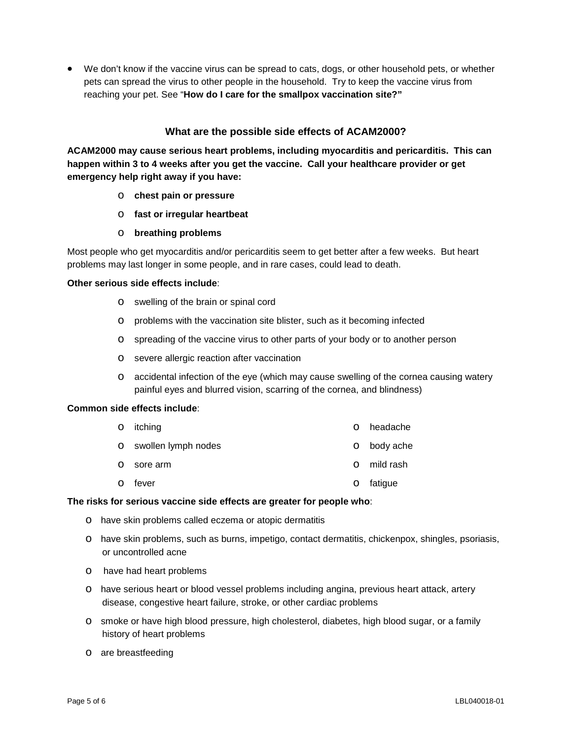- We don't know if the vaccine virus can be spread to cats, dogs, or other household pets, or whether pets can spread the virus to other people in the household. Try to keep the vaccine virus from reaching your pet. See "**How do I care for the smallpox vaccination site?"**

## What are the possible side effects of ACAM2000?

**ACAM2000 may cause serious heart problems, including myocarditis and pericarditis. This can happen within 3 to 4 weeks after you get the vaccine. Call your healthcare provider or get emergency help right away if you have:**

- **chest pain or pressure**
- **fast or irregular heartbeat**
- **breathing problems**

Most people who get myocarditis and/or pericarditis seem to get better after a few weeks. But heart problems may last longer in some people, and in rare cases, could lead to death.

**Other serious side effects include**:

- swelling of the brain or spinal cord
- problems with the vaccination site blister, such as it becoming infected
- spreading of the vaccine virus to other parts of your body or to another person
- severe allergic reaction after vaccination
- accidental infection of the eye (which may cause swelling of the cornea causing watery painful eyes and blurred vision, scarring of the cornea, and blindness)

**Common side effects include**:

- itching
- swollen lymph nodes
- sore arm
- fever
- headache
- body ache
- mild rash
- fatigue

**The risks for serious vaccine side effects are greater for people who**:

- have skin problems called eczema or atopic dermatitis
- have skin problems, such as burns, impetigo, contact dermatitis, chickenpox, shingles, psoriasis, or uncontrolled acne
- have had heart problems
- have serious heart or blood vessel problems including angina, previous heart attack, artery disease, congestive heart failure, stroke, or other cardiac problems
- smoke or have high blood pressure, high cholesterol, diabetes, high blood sugar, or a family history of heart problems
- are breastfeeding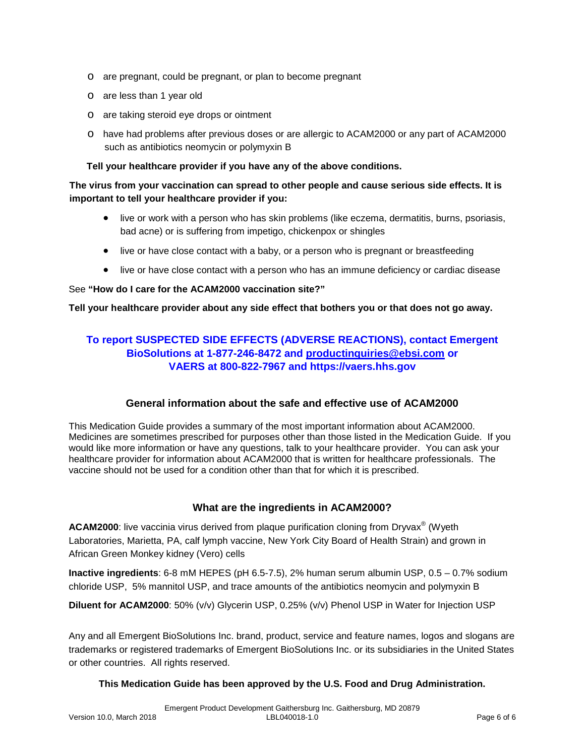- are pregnant, could be pregnant, or plan to become pregnant
- are less than 1 year old
- are taking steroid eye drops or ointment
- have had problems after previous doses or are allergic to ACAM2000 or any part of ACAM2000 such as antibiotics neomycin or polymyxin B

**Tell your healthcare provider if you have any of the above conditions.**

**The virus from your vaccination can spread to other people and cause serious side effects. It is important to tell your healthcare provider if you:**

- live or work with a person who has skin problems (like eczema, dermatitis, burns, psoriasis, bad acne) or is suffering from impetigo, chickenpox or shingles
- live or have close contact with a baby, or a person who is pregnant or breastfeeding
- live or have close contact with a person who has an immune deficiency or cardiac disease

See **"How do I care for the ACAM2000 vaccination site?"**

**Tell your healthcare provider about any side effect that bothers you or that does not go away.**

**To report SUSPECTED SIDE EFFECTS (ADVERSE REACTIONS), contact Emergent BioSolutions at 1-877-246-8472 and productinquiries@ebsi.com or VAERS at 800-822-7967 and https://vaers.hhs.gov**

### General information about the safe and effective use of ACAM2000

This Medication Guide provides a summary of the most important information about ACAM2000. Medicines are sometimes prescribed for purposes other than those listed in the Medication Guide. If you would like more information or have any questions, talk to your healthcare provider. You can ask your healthcare provider for information about ACAM2000 that is written for healthcare professionals. The vaccine should not be used for a condition other than that for which it is prescribed.

### What are the ingredients in ACAM2000?

**ACAM2000**: live vaccinia virus derived from plaque purification cloning from Dryvax® (Wyeth Laboratories, Marietta, PA, calf lymph vaccine, New York City Board of Health Strain) and grown in African Green Monkey kidney (Vero) cells

**Inactive ingredients**: 6-8 mM HEPES (pH 6.5-7.5), 2% human serum albumin USP, 0.5 – 0.7% sodium chloride USP, 5% mannitol USP, and trace amounts of the antibiotics neomycin and polymyxin B

**Diluent for ACAM2000**: 50% (v/v) Glycerin USP, 0.25% (v/v) Phenol USP in Water for Injection USP

Any and all Emergent BioSolutions Inc. brand, product, service and feature names, logos and slogans are trademarks or registered trademarks of Emergent BioSolutions Inc. or its subsidiaries in the United States or other countries. All rights reserved.

**This Medication Guide has been approved by the U.S. Food and Drug Administration.**

Emergent Product Development Gaithersburg Inc. Gaithersburg, MD 20879

Version 10.0, March 2018

LBL040018-1.0